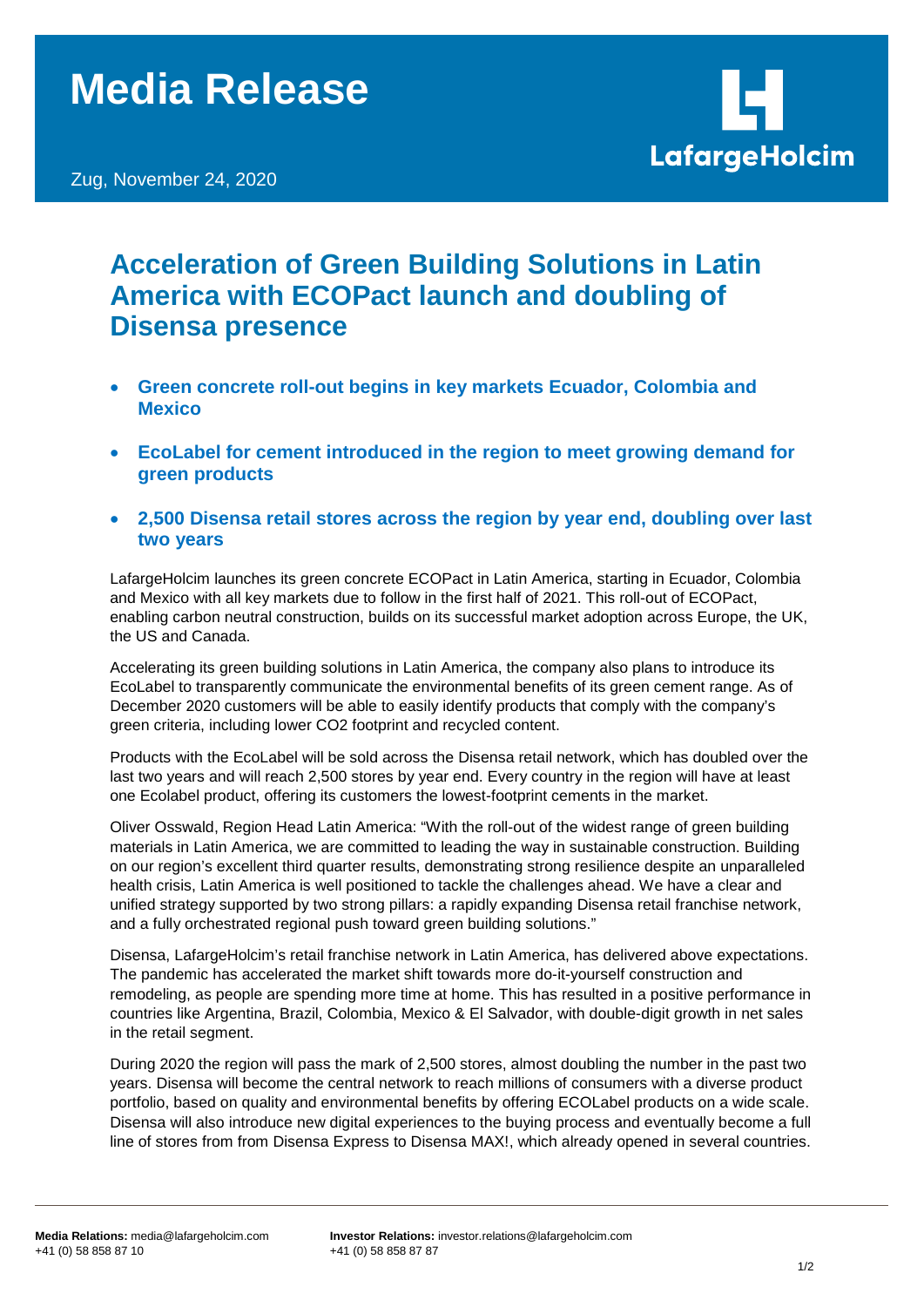# Media Release

Zug, November 24, 2020

## Acceleration of Green Building Solutions in Latin America with ECOPact launch and doubling of Disensa presence

- **Green concrete roll-out begins in key markets Ecuador, Colombia and Mexico**
- **EcoLabel for cement introduced in the region to meet growing demand for green products**
- **2,500 Disensa retail stores across the region by year end, doubling over last two years**

LafargeHolcim launches its green concrete ECOPact in Latin America, starting in Ecuador, Colombia and Mexico with all key markets due to follow in the first half of 2021. This roll-out of ECOPact, enabling carbon neutral construction, builds on its successful market adoption across Europe, the UK, the US and Canada.

Accelerating its green building solutions in Latin America, the company also plans to introduce its EcoLabel to transparently communicate the environmental benefits of its green cement range. As of December 2020 customers will be able to easily identify products that comply with the company's green criteria, including lower CO2 footprint and recycled content.

Products with the EcoLabel will be sold across the Disensa retail network, which has doubled over the last two years and will reach 2,500 stores by year end. Every country in the region will have at least one Ecolabel product, offering its customers the lowest-footprint cements in the market.

Oliver Osswald, Region Head Latin America: "With the roll-out of the widest range of green building materials in Latin America, we are committed to leading the way in sustainable construction. Building on our region's excellent third quarter results, demonstrating strong resilience despite an unparalleled health crisis, Latin America is well positioned to tackle the challenges ahead. We have a clear and unified strategy supported by two strong pillars: a rapidly expanding Disensa retail franchise network, and a fully orchestrated regional push toward green building solutions."

Disensa, LafargeHolcim's retail franchise network in Latin America, has delivered above expectations. The pandemic has accelerated the market shift towards more do-it-yourself construction and remodeling, as people are spending more time at home. This has resulted in a positive performance in countries like Argentina, Brazil, Colombia, Mexico & El Salvador, with double-digit growth in net sales in the retail segment.

During 2020 the region will pass the mark of 2,500 stores, almost doubling the number in the past two years. Disensa will become the central network to reach millions of consumers with a diverse product portfolio, based on quality and environmental benefits by offering ECOLabel products on a wide scale. Disensa will also introduce new digital experiences to the buying process and eventually become a full line of stores from from Disensa Express to Disensa MAX!, which already opened in several countries.

**Media Relations:** media@lafargeholcim.com
+41 (0) 58 858 87 10

**Investor Relations:** investor.relations@lafargeholcim.com
+41 (0) 58 858 87 87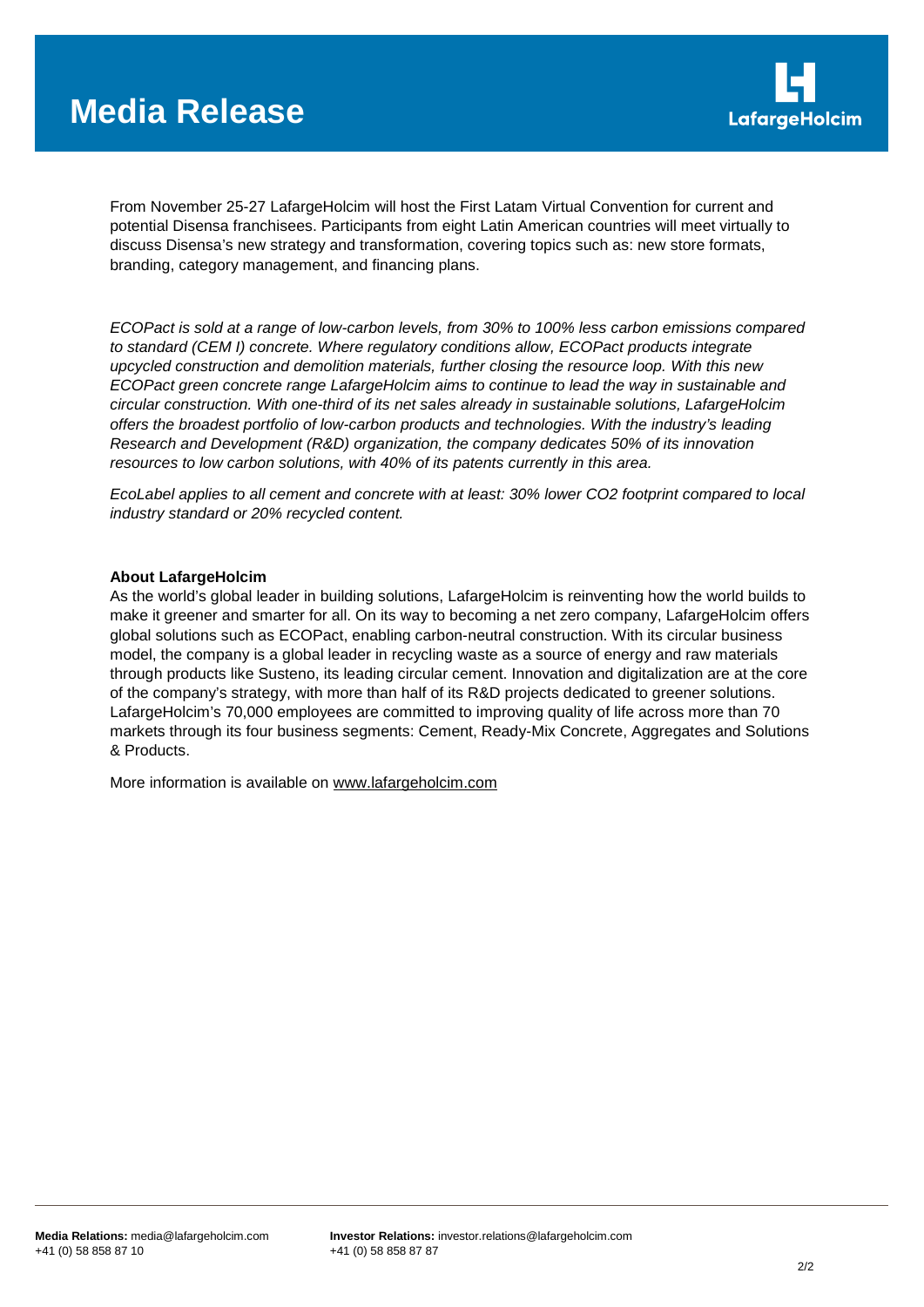From November 25-27 LafargeHolcim will host the First Latam Virtual Convention for current and potential Disensa franchisees. Participants from eight Latin American countries will meet virtually to discuss Disensa's new strategy and transformation, covering topics such as: new store formats, branding, category management, and financing plans.

*ECOPact is sold at a range of low-carbon levels, from 30% to 100% less carbon emissions compared to standard (CEM I) concrete. Where regulatory conditions allow, ECOPact products integrate upcycled construction and demolition materials, further closing the resource loop. With this new ECOPact green concrete range LafargeHolcim aims to continue to lead the way in sustainable and circular construction. With one-third of its net sales already in sustainable solutions, LafargeHolcim offers the broadest portfolio of low-carbon products and technologies. With the industry's leading Research and Development (R&D) organization, the company dedicates 50% of its innovation resources to low carbon solutions, with 40% of its patents currently in this area.*

*EcoLabel applies to all cement and concrete with at least: 30% lower $CO_2$ footprint compared to local industry standard or 20% recycled content.*

**About LafargeHolcim**

As the world's global leader in building solutions, LafargeHolcim is reinventing how the world builds to make it greener and smarter for all. On its way to becoming a net zero company, LafargeHolcim offers global solutions such as ECOPact, enabling carbon-neutral construction. With its circular business model, the company is a global leader in recycling waste as a source of energy and raw materials through products like Susteno, its leading circular cement. Innovation and digitalization are at the core of the company's strategy, with more than half of its R&D projects dedicated to greener solutions. LafargeHolcim's 70,000 employees are committed to improving quality of life across more than 70 markets through its four business segments: Cement, Ready-Mix Concrete, Aggregates and Solutions & Products.

More information is available on www.lafargeholcim.com